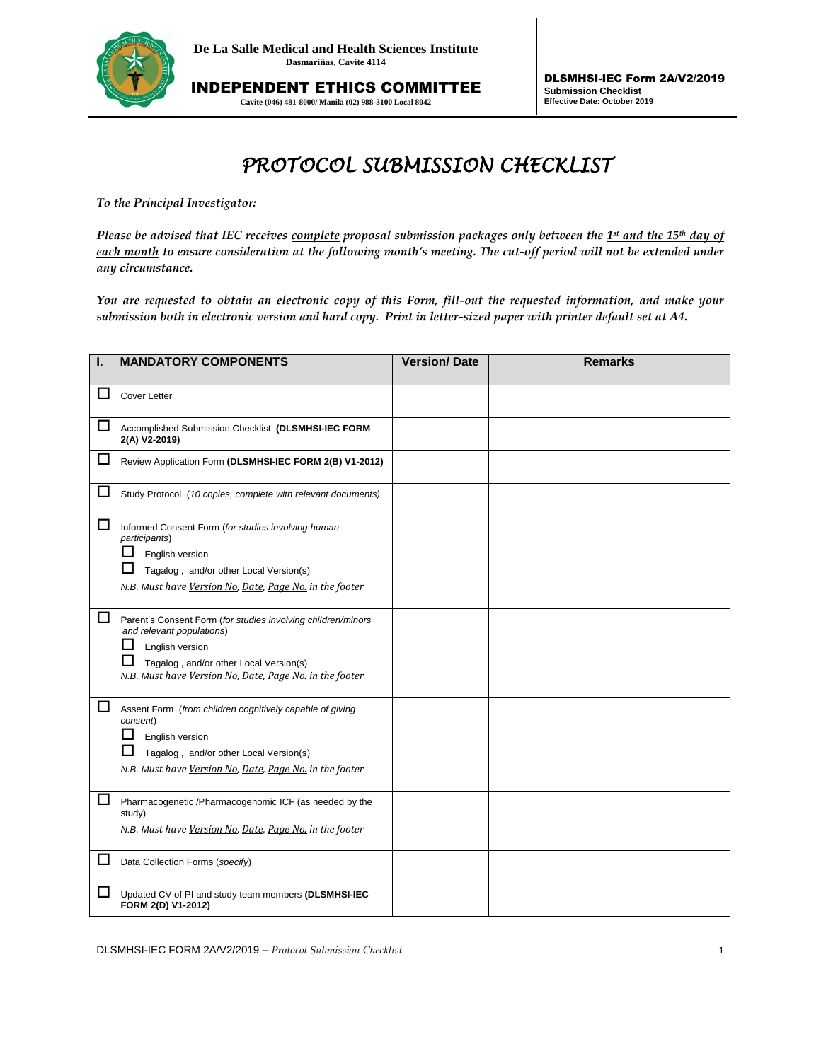De La Salle Medical and Health Sciences Institute
Dasmariñas, Cavite 4114

INDEPENDENT ETHICS COMMITTEE
Cavite (046) 481-8000/ Manila (02) 988-3100 Local 8042

DLSMHSI-IEC Form 2A/V2/2019
Submission Checklist
Effective Date: October 2019

# *PROTOCOL SUBMISSION CHECKLIST*

*To the Principal Investigator:*

*Please be advised that IEC receives complete proposal submission packages only between the 1st and the 15th day of each month to ensure consideration at the following month's meeting. The cut-off period will not be extended under any circumstance.*

*You are requested to obtain an electronic copy of this Form, fill-out the requested information, and make your submission both in electronic version and hard copy. Print in letter-sized paper with printer default set at A4.*

| I. MANDATORY COMPONENTS | Version/ Date | Remarks |
|---|---|---|
| ☐ Cover Letter | | |
| ☐ Accomplished Submission Checklist **(DLSMHSI-IEC FORM 2(A) V2-2019)** | | |
| ☐ Review Application Form **(DLSMHSI-IEC FORM 2(B) V1-2012)** | | |
| ☐ Study Protocol (*10 copies, complete with relevant documents)* | | |
| ☐ Informed Consent Form (*for studies involving human participants*)<br>☐ English version<br>☐ Tagalog , and/or other Local Version(s)<br>*N.B. Must have Version No, Date, Page No. in the footer* | | |
| ☐ Parent's Consent Form (*for studies involving children/minors and relevant populations*)<br>☐ English version<br>☐ Tagalog , and/or other Local Version(s)<br>*N.B. Must have Version No, Date, Page No. in the footer* | | |
| ☐ Assent Form (*from children cognitively capable of giving consent*)<br>☐ English version<br>☐ Tagalog , and/or other Local Version(s)<br>*N.B. Must have Version No, Date, Page No. in the footer* | | |
| ☐ Pharmacogenetic /Pharmacogenomic ICF (as needed by the study)<br>*N.B. Must have Version No, Date, Page No. in the footer* | | |
| ☐ Data Collection Forms (*specify*) | | |
| ☐ Updated CV of PI and study team members **(DLSMHSI-IEC FORM 2(D) V1-2012)** | | |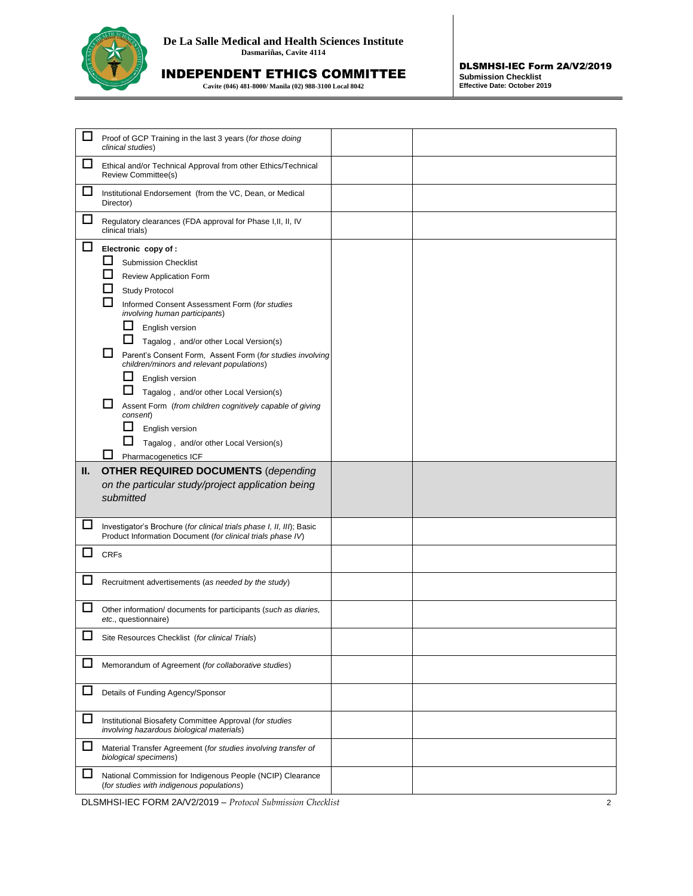| | | | |
|---|---|---|---|
| ☐ | Proof of GCP Training in the last 3 years (*for those doing clinical studies*) | | |
| ☐ | Ethical and/or Technical Approval from other Ethics/Technical Review Committee(s) | | |
| ☐ | Institutional Endorsement (from the VC, Dean, or Medical Director) | | |
| ☐ | Regulatory clearances (FDA approval for Phase I,II, II, IV clinical trials) | | |
| ☐ | **Electronic copy of :**<br>☐ Submission Checklist<br>☐ Review Application Form<br>☐ Study Protocol<br>☐ Informed Consent Assessment Form (*for studies involving human participants*)<br>&nbsp;&nbsp;&nbsp;&nbsp;☐ English version<br>&nbsp;&nbsp;&nbsp;&nbsp;☐ Tagalog , and/or other Local Version(s)<br>☐ Parent's Consent Form, Assent Form (*for studies involving children/minors and relevant populations*)<br>&nbsp;&nbsp;&nbsp;&nbsp;☐ English version<br>&nbsp;&nbsp;&nbsp;&nbsp;☐ Tagalog , and/or other Local Version(s)<br>☐ Assent Form (*from children cognitively capable of giving consent*)<br>&nbsp;&nbsp;&nbsp;&nbsp;☐ English version<br>&nbsp;&nbsp;&nbsp;&nbsp;☐ Tagalog , and/or other Local Version(s)<br>☐ Pharmacogenetics ICF | | |
| **II.** | **OTHER REQUIRED DOCUMENTS** (*depending on the particular study/project application being submitted* | | |
| ☐ | Investigator's Brochure (*for clinical trials phase I, II, III*); Basic Product Information Document (*for clinical trials phase IV*) | | |
| ☐ | CRFs | | |
| ☐ | Recruitment advertisements (*as needed by the study*) | | |
| ☐ | Other information/ documents for participants (*such as diaries, etc*., questionnaire) | | |
| ☐ | Site Resources Checklist (*for clinical Trials*) | | |
| ☐ | Memorandum of Agreement (*for collaborative studies*) | | |
| ☐ | Details of Funding Agency/Sponsor | | |
| ☐ | Institutional Biosafety Committee Approval (*for studies involving hazardous biological materials*) | | |
| ☐ | Material Transfer Agreement (*for studies involving transfer of biological specimens*) | | |
| ☐ | National Commission for Indigenous People (NCIP) Clearance (*for studies with indigenous populations*) | | |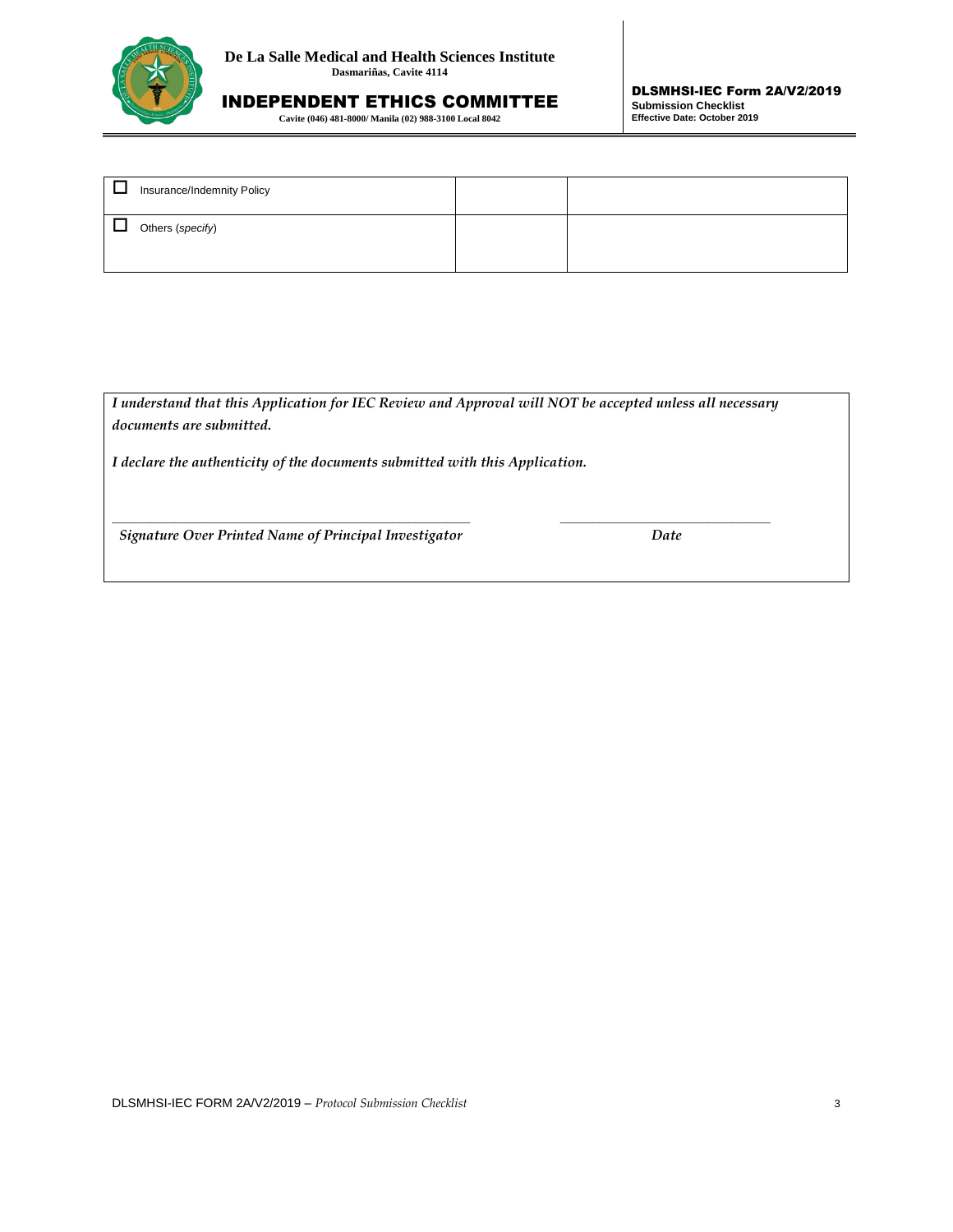| | | |
|---|---|---|
| ☐ Insurance/Indemnity Policy | | |
| ☐ Others (*specify*) | | |

***I understand that this Application for IEC Review and Approval will NOT be accepted unless all necessary documents are submitted.***

***I declare the authenticity of the documents submitted with this Application.***

\_\_\_\_\_\_\_\_\_\_\_\_\_\_\_\_\_\_\_\_\_\_\_\_\_\_\_\_\_\_\_\_\_\_\_\_\_\_\_\_\_\_\_\_ &nbsp;&nbsp;&nbsp;&nbsp;&nbsp;&nbsp;&nbsp;&nbsp;&nbsp;&nbsp;&nbsp;&nbsp;&nbsp;&nbsp;&nbsp;&nbsp;&nbsp;&nbsp;&nbsp;&nbsp; \_\_\_\_\_\_\_\_\_\_\_\_\_\_\_\_\_\_\_\_\_\_\_\_\_\_\_\_

***Signature Over Printed Name of Principal Investigator*** &nbsp;&nbsp;&nbsp;&nbsp;&nbsp;&nbsp;&nbsp;&nbsp;&nbsp;&nbsp;&nbsp;&nbsp;&nbsp;&nbsp;&nbsp;&nbsp;&nbsp;&nbsp;&nbsp;&nbsp;&nbsp;&nbsp;&nbsp;&nbsp;&nbsp;&nbsp;&nbsp;&nbsp;&nbsp;&nbsp; ***Date***